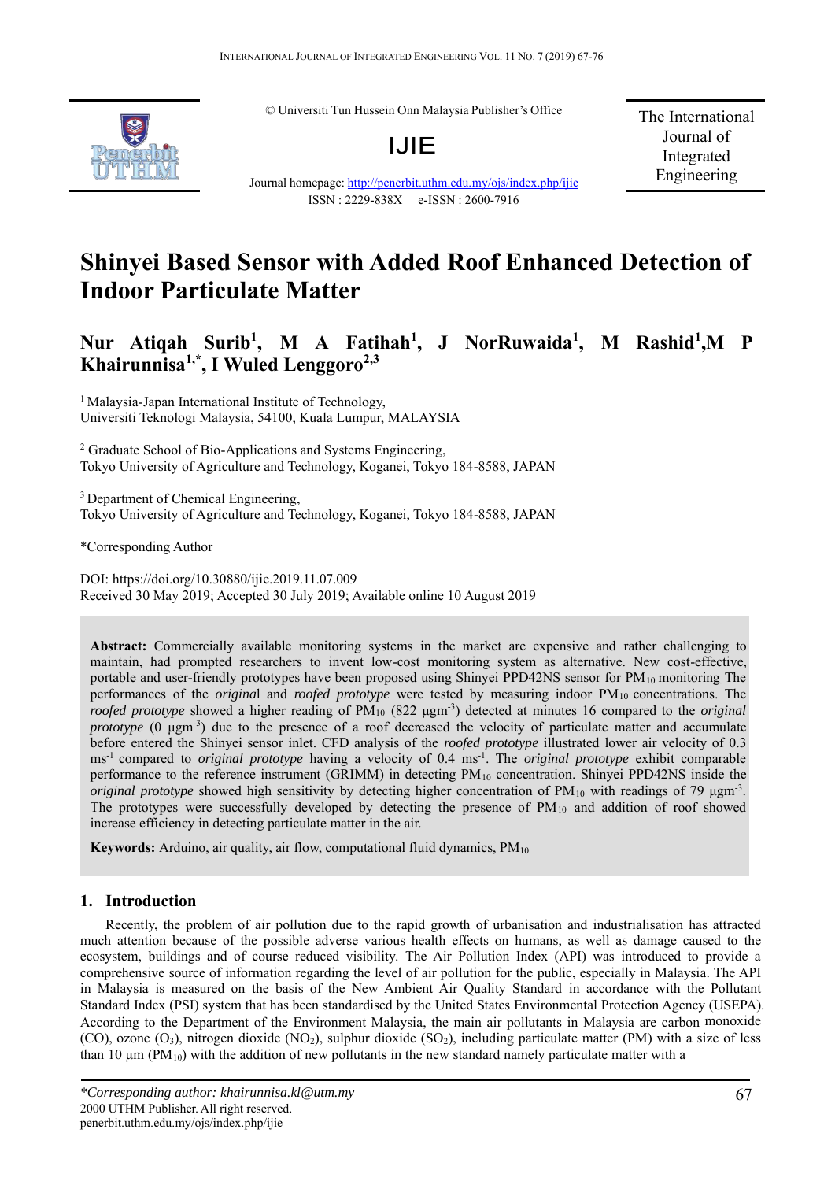© Universiti Tun Hussein Onn Malaysia Publisher's Office

IJIE

Journal homepage: http://penerbit.uthm.edu.my/ojs/index.php/ijie

ISSN : 2229-838X e-ISSN : 2600-7916

The International Journal of Integrated Engineering

# Shinyei Based Sensor with Added Roof Enhanced Detection of Indoor Particulate Matter

**Nur Atiqah Surib[1], M A Fatihah[1], J NorRuwaida[1], M Rashid[1], M P Khairunnisa[1,*], I Wuled Lenggoro[2,3]**

[1] Malaysia-Japan International Institute of Technology, Universiti Teknologi Malaysia, 54100, Kuala Lumpur, MALAYSIA

[2] Graduate School of Bio-Applications and Systems Engineering, Tokyo University of Agriculture and Technology, Koganei, Tokyo 184-8588, JAPAN

[3] Department of Chemical Engineering, Tokyo University of Agriculture and Technology, Koganei, Tokyo 184-8588, JAPAN

*Corresponding Author

DOI: https://doi.org/10.30880/ijie.2019.11.07.009

Received 30 May 2019; Accepted 30 July 2019; Available online 10 August 2019

**Abstract:** Commercially available monitoring systems in the market are expensive and rather challenging to maintain, had prompted researchers to invent low-cost monitoring system as alternative. New cost-effective, portable and user-friendly prototypes have been proposed using Shinyei PPD42NS sensor for $PM_{10}$ monitoring The performances of the *original* and *roofed prototype* were tested by measuring indoor $PM_{10}$ concentrations. The *roofed prototype* showed a higher reading of $PM_{10}$ (822 $\mu gm^{-3}$) detected at minutes 16 compared to the *original prototype* (0 $\mu gm^{-3}$) due to the presence of a roof decreased the velocity of particulate matter and accumulate before entered the Shinyei sensor inlet. CFD analysis of the *roofed prototype* illustrated lower air velocity of 0.3 $ms^{-1}$ compared to *original prototype* having a velocity of 0.4 $ms^{-1}$. The *original prototype* exhibit comparable performance to the reference instrument (GRIMM) in detecting $PM_{10}$ concentration. Shinyei PPD42NS inside the *original prototype* showed high sensitivity by detecting higher concentration of $PM_{10}$ with readings of 79 $\mu gm^{-3}$. The prototypes were successfully developed by detecting the presence of $PM_{10}$ and addition of roof showed increase efficiency in detecting particulate matter in the air.

**Keywords:** Arduino, air quality, air flow, computational fluid dynamics, $PM_{10}$

## 1. Introduction

Recently, the problem of air pollution due to the rapid growth of urbanisation and industrialisation has attracted much attention because of the possible adverse various health effects on humans, as well as damage caused to the ecosystem, buildings and of course reduced visibility. The Air Pollution Index (API) was introduced to provide a comprehensive source of information regarding the level of air pollution for the public, especially in Malaysia. The API in Malaysia is measured on the basis of the New Ambient Air Quality Standard in accordance with the Pollutant Standard Index (PSI) system that has been standardised by the United States Environmental Protection Agency (USEPA). According to the Department of the Environment Malaysia, the main air pollutants in Malaysia are carbon monoxide (CO), ozone ($O_3$), nitrogen dioxide ($NO_2$), sulphur dioxide ($SO_2$), including particulate matter (PM) with a size of less than 10 µm ($PM_{10}$) with the addition of new pollutants in the new standard namely particulate matter with a

*Corresponding author: khairunnisa.kl@utm.my
2000 UTHM Publisher. All right reserved.
penerbit.uthm.edu.my/ojs/index.php/ijie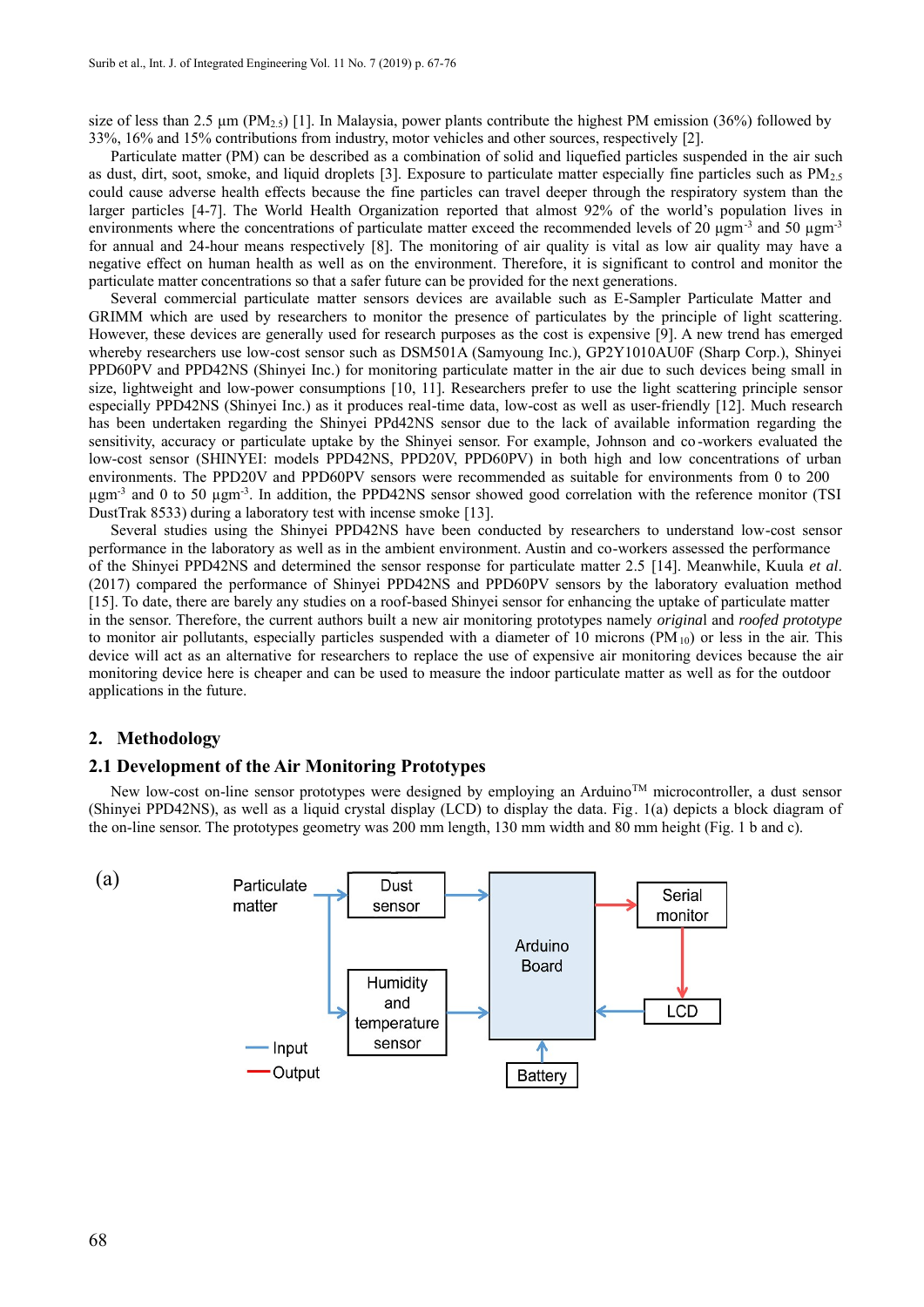size of less than 2.5 µm ($PM_{2.5}$) [1]. In Malaysia, power plants contribute the highest PM emission (36%) followed by 33%, 16% and 15% contributions from industry, motor vehicles and other sources, respectively [2].

Particulate matter (PM) can be described as a combination of solid and liquefied particles suspended in the air such as dust, dirt, soot, smoke, and liquid droplets [3]. Exposure to particulate matter especially fine particles such as $PM_{2.5}$ could cause adverse health effects because the fine particles can travel deeper through the respiratory system than the larger particles [4-7]. The World Health Organization reported that almost 92% of the world's population lives in environments where the concentrations of particulate matter exceed the recommended levels of 20 µg$m^{-3}$ and 50 µg$m^{-3}$ for annual and 24-hour means respectively [8]. The monitoring of air quality is vital as low air quality may have a negative effect on human health as well as on the environment. Therefore, it is significant to control and monitor the particulate matter concentrations so that a safer future can be provided for the next generations.

Several commercial particulate matter sensors devices are available such as E-Sampler Particulate Matter and GRIMM which are used by researchers to monitor the presence of particulates by the principle of light scattering. However, these devices are generally used for research purposes as the cost is expensive [9]. A new trend has emerged whereby researchers use low-cost sensor such as DSM501A (Samyoung Inc.), GP2Y1010AU0F (Sharp Corp.), Shinyei PPD60PV and PPD42NS (Shinyei Inc.) for monitoring particulate matter in the air due to such devices being small in size, lightweight and low-power consumptions [10, 11]. Researchers prefer to use the light scattering principle sensor especially PPD42NS (Shinyei Inc.) as it produces real-time data, low-cost as well as user-friendly [12]. Much research has been undertaken regarding the Shinyei PPd42NS sensor due to the lack of available information regarding the sensitivity, accuracy or particulate uptake by the Shinyei sensor. For example, Johnson and co-workers evaluated the low-cost sensor (SHINYEI: models PPD42NS, PPD20V, PPD60PV) in both high and low concentrations of urban environments. The PPD20V and PPD60PV sensors were recommended as suitable for environments from 0 to 200 µg$m^{-3}$ and 0 to 50 µg$m^{-3}$. In addition, the PPD42NS sensor showed good correlation with the reference monitor (TSI DustTrak 8533) during a laboratory test with incense smoke [13].

Several studies using the Shinyei PPD42NS have been conducted by researchers to understand low-cost sensor performance in the laboratory as well as in the ambient environment. Austin and co-workers assessed the performance of the Shinyei PPD42NS and determined the sensor response for particulate matter 2.5 [14]. Meanwhile, Kuula *et al.* (2017) compared the performance of Shinyei PPD42NS and PPD60PV sensors by the laboratory evaluation method [15]. To date, there are barely any studies on a roof-based Shinyei sensor for enhancing the uptake of particulate matter in the sensor. Therefore, the current authors built a new air monitoring prototypes namely *original* and *roofed prototype* to monitor air pollutants, especially particles suspended with a diameter of 10 microns ($PM_{10}$) or less in the air. This device will act as an alternative for researchers to replace the use of expensive air monitoring devices because the air monitoring device here is cheaper and can be used to measure the indoor particulate matter as well as for the outdoor applications in the future.

## 2. Methodology

### 2.1 Development of the Air Monitoring Prototypes

New low-cost on-line sensor prototypes were designed by employing an Arduino™ microcontroller, a dust sensor (Shinyei PPD42NS), as well as a liquid crystal display (LCD) to display the data. Fig. 1(a) depicts a block diagram of the on-line sensor. The prototypes geometry was 200 mm length, 130 mm width and 80 mm height (Fig. 1 b and c).

(a)

Particulate matter → Dust sensor → Arduino Board; Particulate matter → Humidity and temperature sensor → Arduino Board; Battery → Arduino Board; LCD → Arduino Board; Arduino Board → Serial monitor → LCD

Input / Output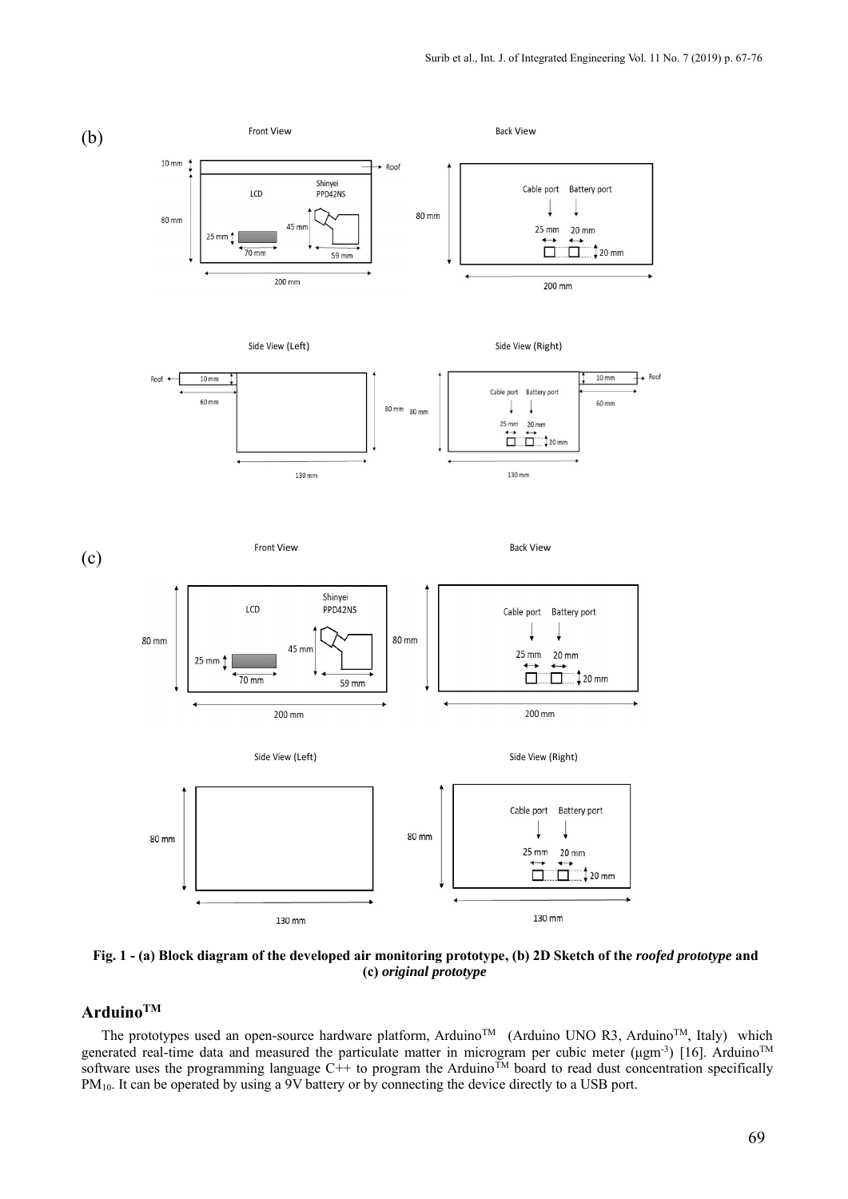(b)

Front View

Back View

10 mm

Roof

LCD

Shinyei PPD42NS

80 mm

45 mm

25 mm

70 mm

59 mm

200 mm

Cable port Battery port

80 mm

25 mm 20 mm

20 mm

200 mm

Side View (Left)

Side View (Right)

Roof

10 mm

60 mm

80 mm 80 mm

130 mm

Cable port Battery port

25 mm 20 mm

20 mm

10 mm Roof

60 mm

130 mm

(c)

Front View

Back View

LCD

Shinyei PPD42NS

80 mm

45 mm

25 mm

70 mm

59 mm

200 mm

80 mm

Cable port Battery port

25 mm 20 mm

20 mm

200 mm

Side View (Left)

Side View (Right)

80 mm

130 mm

80 mm

Cable port Battery port

25 mm 20 mm

20 mm

130 mm

**Fig. 1 - (a) Block diagram of the developed air monitoring prototype, (b) 2D Sketch of the *roofed prototype* and (c) *original prototype***

## Arduino[TM]

The prototypes used an open-source hardware platform, Arduino[TM] (Arduino UNO R3, Arduino[TM], Italy) which generated real-time data and measured the particulate matter in microgram per cubic meter ($\mu gm^{-3}$) [16]. Arduino[TM] software uses the programming language C++ to program the Arduino[TM] board to read dust concentration specifically $PM_{10}$. It can be operated by using a 9V battery or by connecting the device directly to a USB port.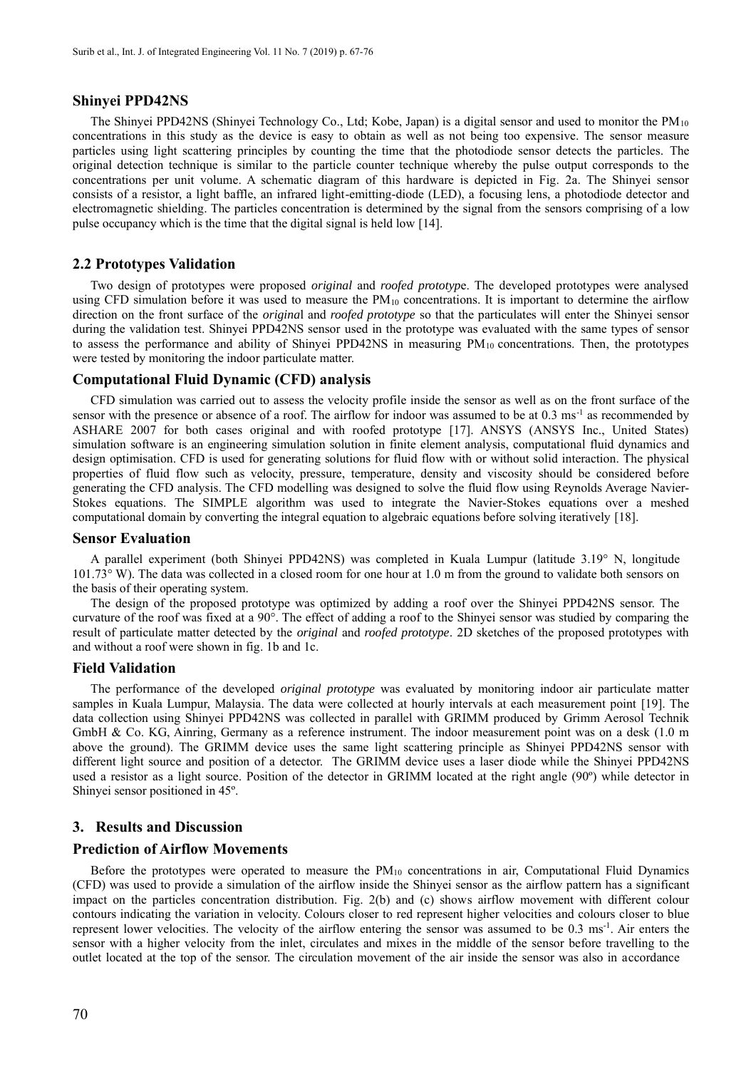### Shinyei PPD42NS

The Shinyei PPD42NS (Shinyei Technology Co., Ltd; Kobe, Japan) is a digital sensor and used to monitor the $PM_{10}$ concentrations in this study as the device is easy to obtain as well as not being too expensive. The sensor measure particles using light scattering principles by counting the time that the photodiode sensor detects the particles. The original detection technique is similar to the particle counter technique whereby the pulse output corresponds to the concentrations per unit volume. A schematic diagram of this hardware is depicted in Fig. 2a. The Shinyei sensor consists of a resistor, a light baffle, an infrared light-emitting-diode (LED), a focusing lens, a photodiode detector and electromagnetic shielding. The particles concentration is determined by the signal from the sensors comprising of a low pulse occupancy which is the time that the digital signal is held low [14].

## 2.2 Prototypes Validation

Two design of prototypes were proposed *original* and *roofed prototype*. The developed prototypes were analysed using CFD simulation before it was used to measure the $PM_{10}$ concentrations. It is important to determine the airflow direction on the front surface of the *original* and *roofed prototype* so that the particulates will enter the Shinyei sensor during the validation test. Shinyei PPD42NS sensor used in the prototype was evaluated with the same types of sensor to assess the performance and ability of Shinyei PPD42NS in measuring $PM_{10}$ concentrations. Then, the prototypes were tested by monitoring the indoor particulate matter.

### Computational Fluid Dynamic (CFD) analysis

CFD simulation was carried out to assess the velocity profile inside the sensor as well as on the front surface of the sensor with the presence or absence of a roof. The airflow for indoor was assumed to be at 0.3 $ms^{-1}$ as recommended by ASHARE 2007 for both cases original and with roofed prototype [17]. ANSYS (ANSYS Inc., United States) simulation software is an engineering simulation solution in finite element analysis, computational fluid dynamics and design optimisation. CFD is used for generating solutions for fluid flow with or without solid interaction. The physical properties of fluid flow such as velocity, pressure, temperature, density and viscosity should be considered before generating the CFD analysis. The CFD modelling was designed to solve the fluid flow using Reynolds Average Navier-Stokes equations. The SIMPLE algorithm was used to integrate the Navier-Stokes equations over a meshed computational domain by converting the integral equation to algebraic equations before solving iteratively [18].

### Sensor Evaluation

A parallel experiment (both Shinyei PPD42NS) was completed in Kuala Lumpur (latitude 3.19° N, longitude 101.73° W). The data was collected in a closed room for one hour at 1.0 m from the ground to validate both sensors on the basis of their operating system.

The design of the proposed prototype was optimized by adding a roof over the Shinyei PPD42NS sensor. The curvature of the roof was fixed at a 90°. The effect of adding a roof to the Shinyei sensor was studied by comparing the result of particulate matter detected by the *original* and *roofed prototype*. 2D sketches of the proposed prototypes with and without a roof were shown in fig. 1b and 1c.

### Field Validation

The performance of the developed *original prototype* was evaluated by monitoring indoor air particulate matter samples in Kuala Lumpur, Malaysia. The data were collected at hourly intervals at each measurement point [19]. The data collection using Shinyei PPD42NS was collected in parallel with GRIMM produced by Grimm Aerosol Technik GmbH & Co. KG, Ainring, Germany as a reference instrument. The indoor measurement point was on a desk (1.0 m above the ground). The GRIMM device uses the same light scattering principle as Shinyei PPD42NS sensor with different light source and position of a detector. The GRIMM device uses a laser diode while the Shinyei PPD42NS used a resistor as a light source. Position of the detector in GRIMM located at the right angle (90º) while detector in Shinyei sensor positioned in 45º.

# 3. Results and Discussion

### Prediction of Airflow Movements

Before the prototypes were operated to measure the $PM_{10}$ concentrations in air, Computational Fluid Dynamics (CFD) was used to provide a simulation of the airflow inside the Shinyei sensor as the airflow pattern has a significant impact on the particles concentration distribution. Fig. 2(b) and (c) shows airflow movement with different colour contours indicating the variation in velocity. Colours closer to red represent higher velocities and colours closer to blue represent lower velocities. The velocity of the airflow entering the sensor was assumed to be 0.3 $ms^{-1}$. Air enters the sensor with a higher velocity from the inlet, circulates and mixes in the middle of the sensor before travelling to the outlet located at the top of the sensor. The circulation movement of the air inside the sensor was also in accordance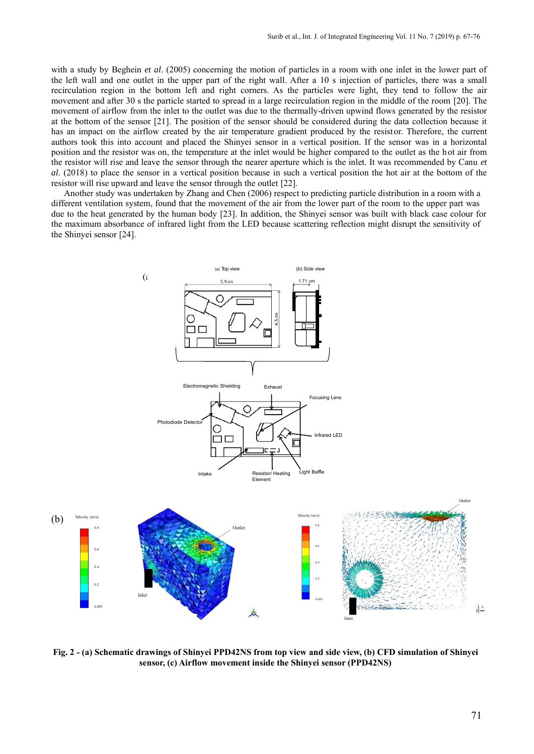with a study by Beghein *et al*. (2005) concerning the motion of particles in a room with one inlet in the lower part of the left wall and one outlet in the upper part of the right wall. After a 10 s injection of particles, there was a small recirculation region in the bottom left and right corners. As the particles were light, they tend to follow the air movement and after 30 s the particle started to spread in a large recirculation region in the middle of the room [20]. The movement of airflow from the inlet to the outlet was due to the thermally-driven upwind flows generated by the resistor at the bottom of the sensor [21]. The position of the sensor should be considered during the data collection because it has an impact on the airflow created by the air temperature gradient produced by the resistor. Therefore, the current authors took this into account and placed the Shinyei sensor in a vertical position. If the sensor was in a horizontal position and the resistor was on, the temperature at the inlet would be higher compared to the outlet as the hot air from the resistor will rise and leave the sensor through the nearer aperture which is the inlet. It was recommended by Canu *et al*. (2018) to place the sensor in a vertical position because in such a vertical position the hot air at the bottom of the resistor will rise upward and leave the sensor through the outlet [22].

Another study was undertaken by Zhang and Chen (2006) respect to predicting particle distribution in a room with a different ventilation system, found that the movement of the air from the lower part of the room to the upper part was due to the heat generated by the human body [23]. In addition, the Shinyei sensor was built with black case colour for the maximum absorbance of infrared light from the LED because scattering reflection might disrupt the sensitivity of the Shinyei sensor [24].

**Fig. 2 - (a) Schematic drawings of Shinyei PPD42NS from top view and side view, (b) CFD simulation of Shinyei sensor, (c) Airflow movement inside the Shinyei sensor (PPD42NS)**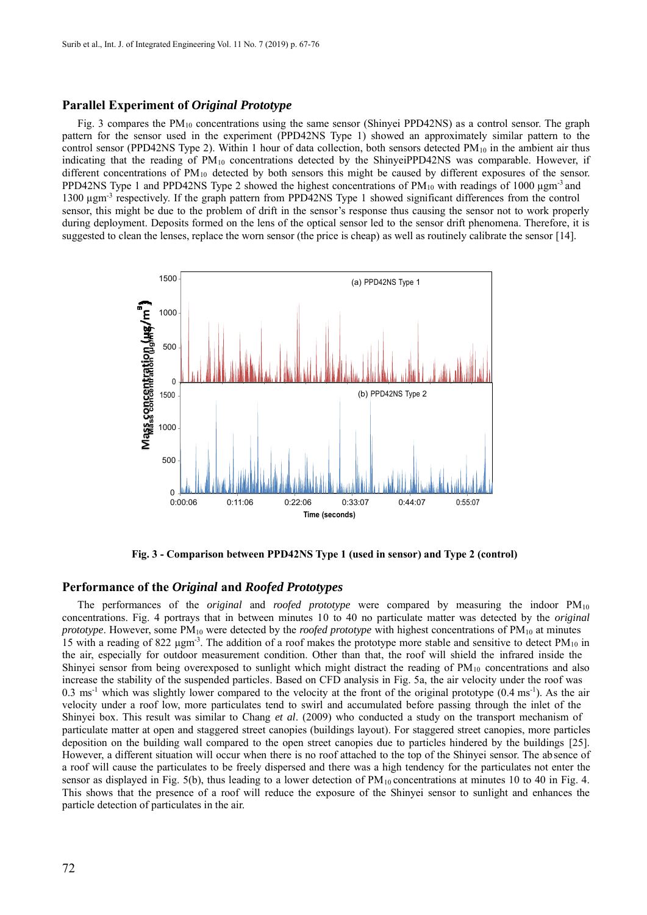## Parallel Experiment of *Original Prototype*

Fig. 3 compares the $PM_{10}$ concentrations using the same sensor (Shinyei PPD42NS) as a control sensor. The graph pattern for the sensor used in the experiment (PPD42NS Type 1) showed an approximately similar pattern to the control sensor (PPD42NS Type 2). Within 1 hour of data collection, both sensors detected $PM_{10}$ in the ambient air thus indicating that the reading of $PM_{10}$ concentrations detected by the ShinyeiPPD42NS was comparable. However, if different concentrations of $PM_{10}$ detected by both sensors this might be caused by different exposures of the sensor. PPD42NS Type 1 and PPD42NS Type 2 showed the highest concentrations of $PM_{10}$ with readings of 1000 µgm$^{-3}$ and 1300 µgm$^{-3}$ respectively. If the graph pattern from PPD42NS Type 1 showed significant differences from the control sensor, this might be due to the problem of drift in the sensor's response thus causing the sensor not to work properly during deployment. Deposits formed on the lens of the optical sensor led to the sensor drift phenomena. Therefore, it is suggested to clean the lenses, replace the worn sensor (the price is cheap) as well as routinely calibrate the sensor [14].

**Fig. 3 - Comparison between PPD42NS Type 1 (used in sensor) and Type 2 (control)**

## Performance of the *Original* and *Roofed Prototypes*

The performances of the *original* and *roofed prototype* were compared by measuring the indoor $PM_{10}$ concentrations. Fig. 4 portrays that in between minutes 10 to 40 no particulate matter was detected by the *original prototype*. However, some $PM_{10}$ were detected by the *roofed prototype* with highest concentrations of $PM_{10}$ at minutes 15 with a reading of 822 µgm$^{-3}$. The addition of a roof makes the prototype more stable and sensitive to detect $PM_{10}$ in the air, especially for outdoor measurement condition. Other than that, the roof will shield the infrared inside the Shinyei sensor from being overexposed to sunlight which might distract the reading of $PM_{10}$ concentrations and also increase the stability of the suspended particles. Based on CFD analysis in Fig. 5a, the air velocity under the roof was 0.3 ms$^{-1}$ which was slightly lower compared to the velocity at the front of the original prototype (0.4 ms$^{-1}$). As the air velocity under a roof low, more particulates tend to swirl and accumulated before passing through the inlet of the Shinyei box. This result was similar to Chang *et al*. (2009) who conducted a study on the transport mechanism of particulate matter at open and staggered street canopies (buildings layout). For staggered street canopies, more particles deposition on the building wall compared to the open street canopies due to particles hindered by the buildings [25]. However, a different situation will occur when there is no roof attached to the top of the Shinyei sensor. The absence of a roof will cause the particulates to be freely dispersed and there was a high tendency for the particulates not enter the sensor as displayed in Fig. 5(b), thus leading to a lower detection of $PM_{10}$ concentrations at minutes 10 to 40 in Fig. 4. This shows that the presence of a roof will reduce the exposure of the Shinyei sensor to sunlight and enhances the particle detection of particulates in the air.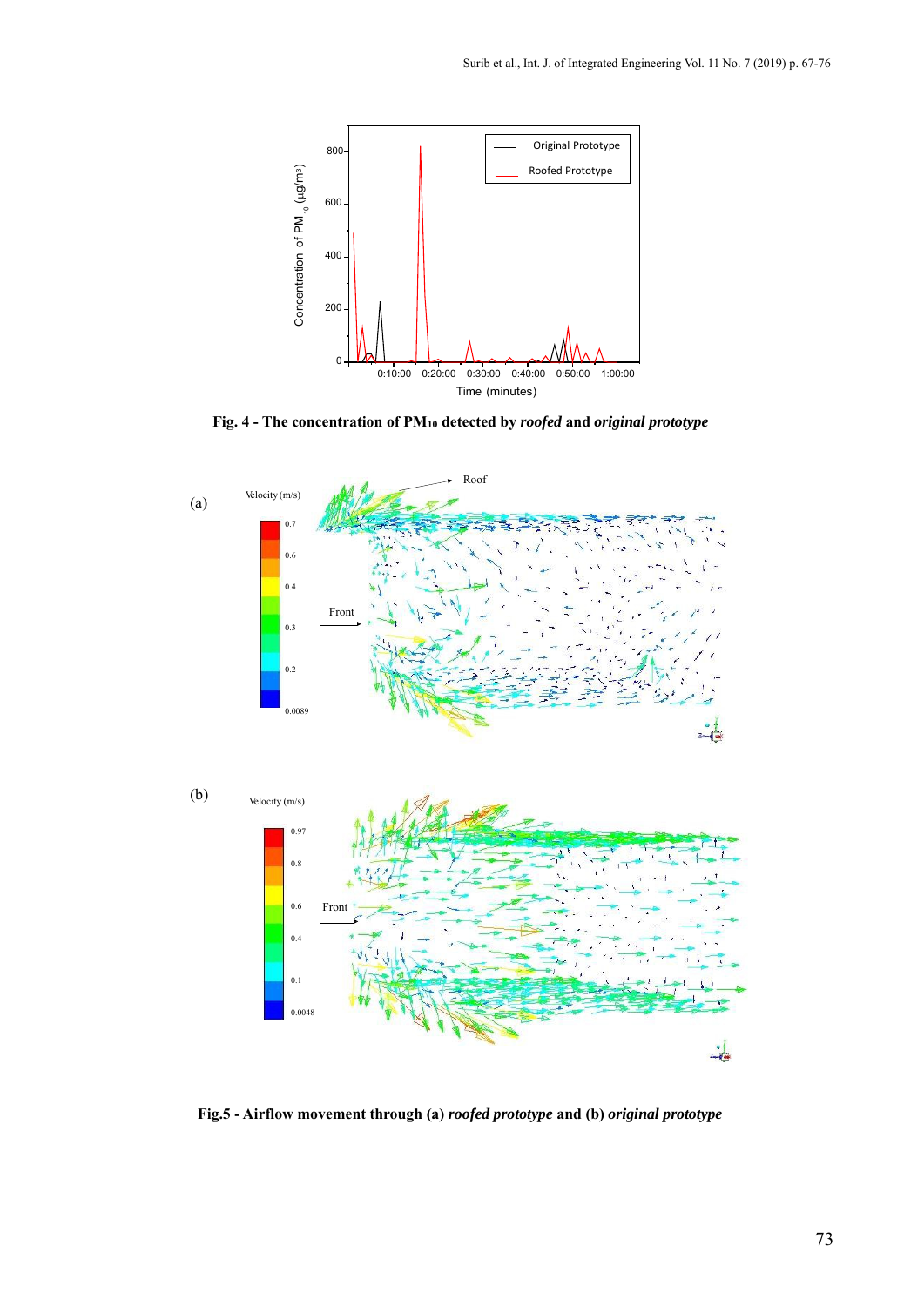**Fig. 4 - The concentration of $PM_{10}$ detected by *roofed* and *original prototype***

**Fig.5 - Airflow movement through (a) *roofed prototype* and (b) *original prototype***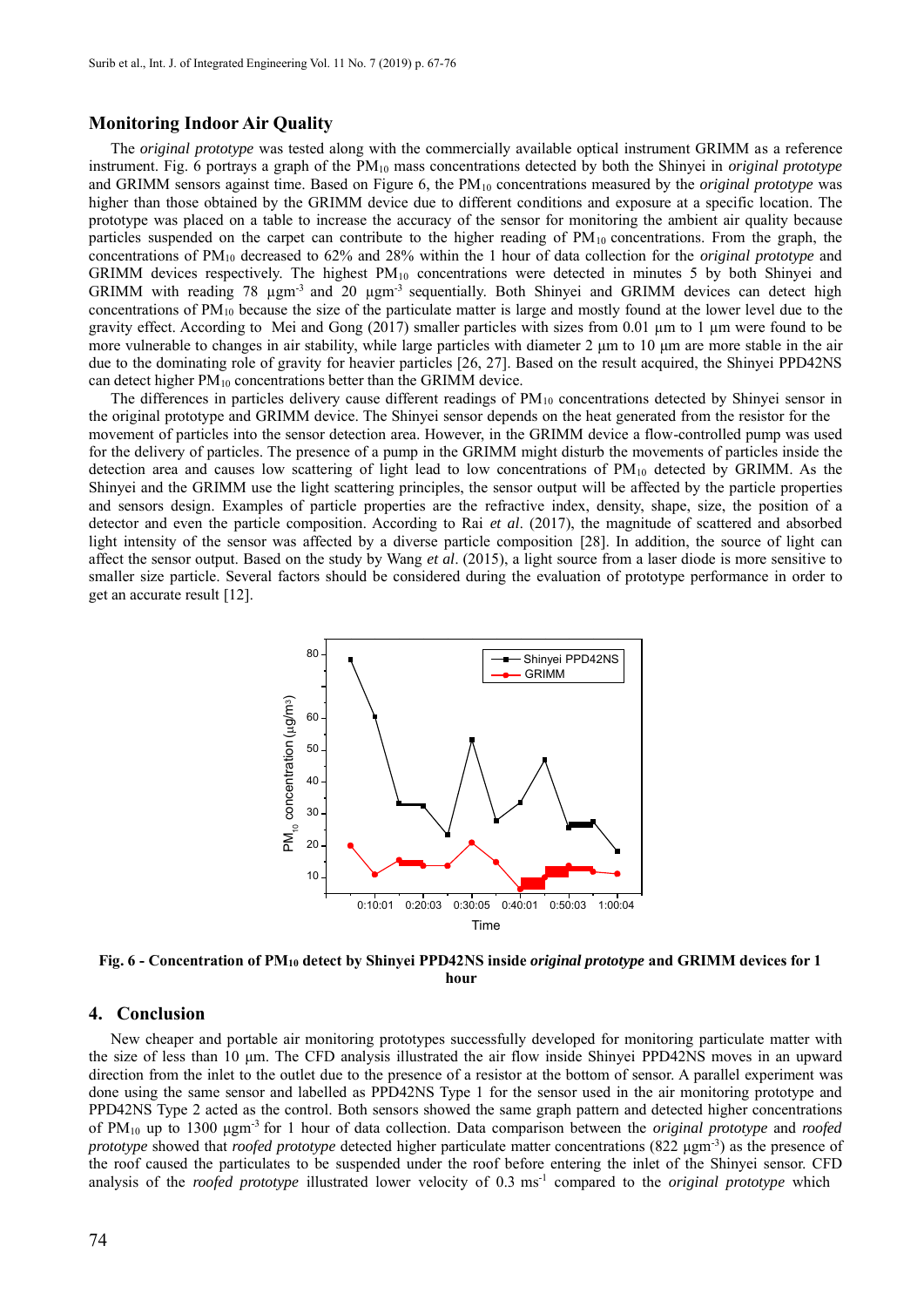## Monitoring Indoor Air Quality

The *original prototype* was tested along with the commercially available optical instrument GRIMM as a reference instrument. Fig. 6 portrays a graph of the $PM_{10}$ mass concentrations detected by both the Shinyei in *original prototype* and GRIMM sensors against time. Based on Figure 6, the $PM_{10}$ concentrations measured by the *original prototype* was higher than those obtained by the GRIMM device due to different conditions and exposure at a specific location. The prototype was placed on a table to increase the accuracy of the sensor for monitoring the ambient air quality because particles suspended on the carpet can contribute to the higher reading of $PM_{10}$ concentrations. From the graph, the concentrations of $PM_{10}$ decreased to 62% and 28% within the 1 hour of data collection for the *original prototype* and GRIMM devices respectively. The highest $PM_{10}$ concentrations were detected in minutes 5 by both Shinyei and GRIMM with reading 78 $\mu gm^{-3}$ and 20 $\mu gm^{-3}$ sequentially. Both Shinyei and GRIMM devices can detect high concentrations of $PM_{10}$ because the size of the particulate matter is large and mostly found at the lower level due to the gravity effect. According to Mei and Gong (2017) smaller particles with sizes from 0.01 µm to 1 µm were found to be more vulnerable to changes in air stability, while large particles with diameter 2 µm to 10 µm are more stable in the air due to the dominating role of gravity for heavier particles [26, 27]. Based on the result acquired, the Shinyei PPD42NS can detect higher $PM_{10}$ concentrations better than the GRIMM device.

The differences in particles delivery cause different readings of $PM_{10}$ concentrations detected by Shinyei sensor in the original prototype and GRIMM device. The Shinyei sensor depends on the heat generated from the resistor for the movement of particles into the sensor detection area. However, in the GRIMM device a flow-controlled pump was used for the delivery of particles. The presence of a pump in the GRIMM might disturb the movements of particles inside the detection area and causes low scattering of light lead to low concentrations of $PM_{10}$ detected by GRIMM. As the Shinyei and the GRIMM use the light scattering principles, the sensor output will be affected by the particle properties and sensors design. Examples of particle properties are the refractive index, density, shape, size, the position of a detector and even the particle composition. According to Rai *et al*. (2017), the magnitude of scattered and absorbed light intensity of the sensor was affected by a diverse particle composition [28]. In addition, the source of light can affect the sensor output. Based on the study by Wang *et al*. (2015), a light source from a laser diode is more sensitive to smaller size particle. Several factors should be considered during the evaluation of prototype performance in order to get an accurate result [12].

**Fig. 6 - Concentration of $PM_{10}$ detect by Shinyei PPD42NS inside *original prototype* and GRIMM devices for 1 hour**

## 4. Conclusion

New cheaper and portable air monitoring prototypes successfully developed for monitoring particulate matter with the size of less than 10 µm. The CFD analysis illustrated the air flow inside Shinyei PPD42NS moves in an upward direction from the inlet to the outlet due to the presence of a resistor at the bottom of sensor. A parallel experiment was done using the same sensor and labelled as PPD42NS Type 1 for the sensor used in the air monitoring prototype and PPD42NS Type 2 acted as the control. Both sensors showed the same graph pattern and detected higher concentrations of $PM_{10}$ up to 1300 $\mu gm^{-3}$ for 1 hour of data collection. Data comparison between the *original prototype* and *roofed prototype* showed that *roofed prototype* detected higher particulate matter concentrations (822 $\mu gm^{-3}$) as the presence of the roof caused the particulates to be suspended under the roof before entering the inlet of the Shinyei sensor. CFD analysis of the *roofed prototype* illustrated lower velocity of 0.3 $ms^{-1}$ compared to the *original prototype* which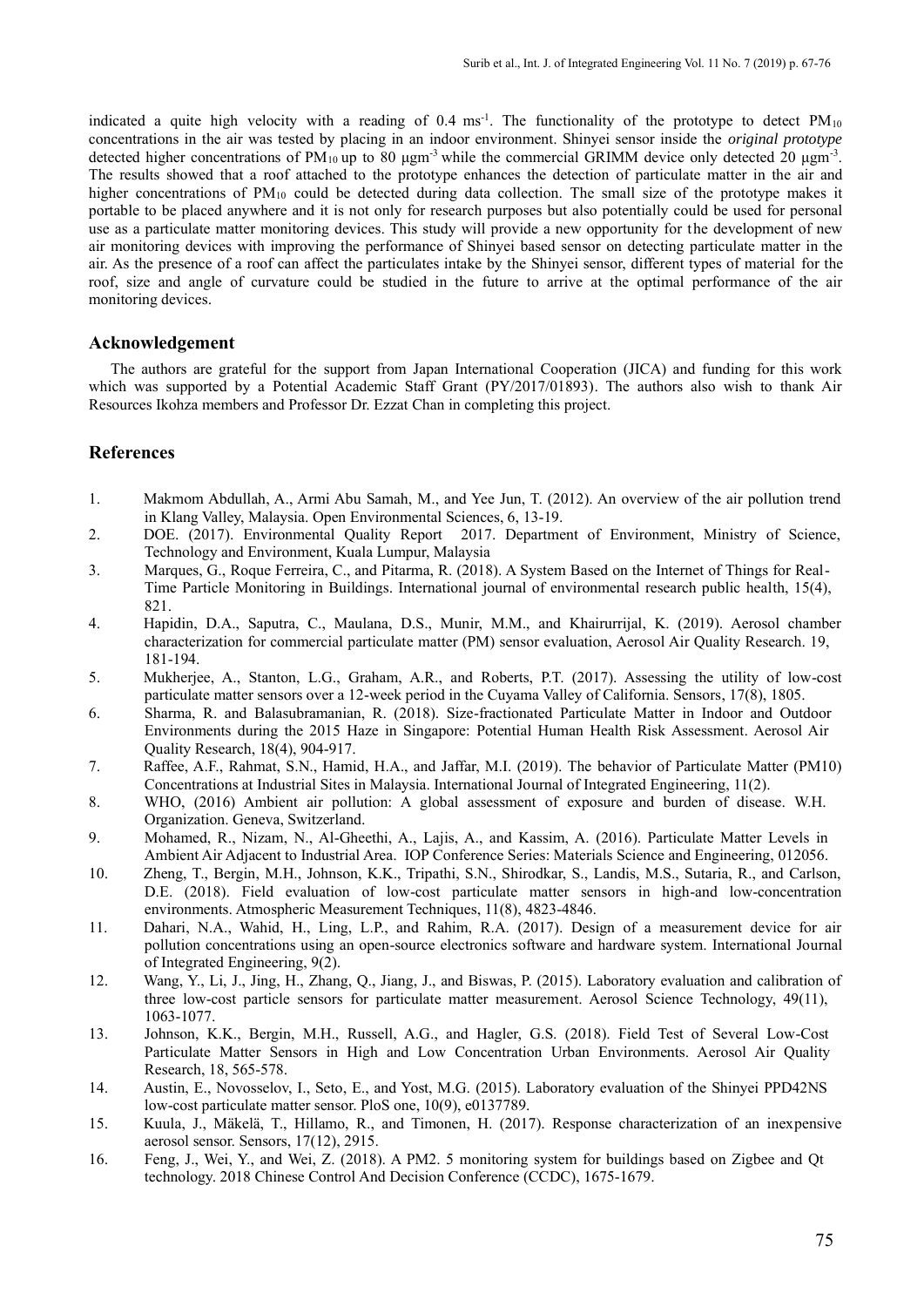indicated a quite high velocity with a reading of 0.4 $ms^{-1}$. The functionality of the prototype to detect $PM_{10}$ concentrations in the air was tested by placing in an indoor environment. Shinyei sensor inside the *original prototype* detected higher concentrations of $PM_{10}$ up to 80 $\mu gm^{-3}$ while the commercial GRIMM device only detected 20 $\mu gm^{-3}$. The results showed that a roof attached to the prototype enhances the detection of particulate matter in the air and higher concentrations of $PM_{10}$ could be detected during data collection. The small size of the prototype makes it portable to be placed anywhere and it is not only for research purposes but also potentially could be used for personal use as a particulate matter monitoring devices. This study will provide a new opportunity for the development of new air monitoring devices with improving the performance of Shinyei based sensor on detecting particulate matter in the air. As the presence of a roof can affect the particulates intake by the Shinyei sensor, different types of material for the roof, size and angle of curvature could be studied in the future to arrive at the optimal performance of the air monitoring devices.

## Acknowledgement

The authors are grateful for the support from Japan International Cooperation (JICA) and funding for this work which was supported by a Potential Academic Staff Grant (PY/2017/01893). The authors also wish to thank Air Resources Ikohza members and Professor Dr. Ezzat Chan in completing this project.

## References

1. Makmom Abdullah, A., Armi Abu Samah, M., and Yee Jun, T. (2012). An overview of the air pollution trend in Klang Valley, Malaysia. Open Environmental Sciences, 6, 13-19.
2. DOE. (2017). Environmental Quality Report 2017. Department of Environment, Ministry of Science, Technology and Environment, Kuala Lumpur, Malaysia
3. Marques, G., Roque Ferreira, C., and Pitarma, R. (2018). A System Based on the Internet of Things for Real-Time Particle Monitoring in Buildings. International journal of environmental research public health, 15(4), 821.
4. Hapidin, D.A., Saputra, C., Maulana, D.S., Munir, M.M., and Khairurrijal, K. (2019). Aerosol chamber characterization for commercial particulate matter (PM) sensor evaluation, Aerosol Air Quality Research. 19, 181-194.
5. Mukherjee, A., Stanton, L.G., Graham, A.R., and Roberts, P.T. (2017). Assessing the utility of low-cost particulate matter sensors over a 12-week period in the Cuyama Valley of California. Sensors, 17(8), 1805.
6. Sharma, R. and Balasubramanian, R. (2018). Size-fractionated Particulate Matter in Indoor and Outdoor Environments during the 2015 Haze in Singapore: Potential Human Health Risk Assessment. Aerosol Air Quality Research, 18(4), 904-917.
7. Raffee, A.F., Rahmat, S.N., Hamid, H.A., and Jaffar, M.I. (2019). The behavior of Particulate Matter (PM10) Concentrations at Industrial Sites in Malaysia. International Journal of Integrated Engineering, 11(2).
8. WHO, (2016) Ambient air pollution: A global assessment of exposure and burden of disease. W.H. Organization. Geneva, Switzerland.
9. Mohamed, R., Nizam, N., Al-Gheethi, A., Lajis, A., and Kassim, A. (2016). Particulate Matter Levels in Ambient Air Adjacent to Industrial Area. IOP Conference Series: Materials Science and Engineering, 012056.
10. Zheng, T., Bergin, M.H., Johnson, K.K., Tripathi, S.N., Shirodkar, S., Landis, M.S., Sutaria, R., and Carlson, D.E. (2018). Field evaluation of low-cost particulate matter sensors in high-and low-concentration environments. Atmospheric Measurement Techniques, 11(8), 4823-4846.
11. Dahari, N.A., Wahid, H., Ling, L.P., and Rahim, R.A. (2017). Design of a measurement device for air pollution concentrations using an open-source electronics software and hardware system. International Journal of Integrated Engineering, 9(2).
12. Wang, Y., Li, J., Jing, H., Zhang, Q., Jiang, J., and Biswas, P. (2015). Laboratory evaluation and calibration of three low-cost particle sensors for particulate matter measurement. Aerosol Science Technology, 49(11), 1063-1077.
13. Johnson, K.K., Bergin, M.H., Russell, A.G., and Hagler, G.S. (2018). Field Test of Several Low-Cost Particulate Matter Sensors in High and Low Concentration Urban Environments. Aerosol Air Quality Research, 18, 565-578.
14. Austin, E., Novosselov, I., Seto, E., and Yost, M.G. (2015). Laboratory evaluation of the Shinyei PPD42NS low-cost particulate matter sensor. PloS one, 10(9), e0137789.
15. Kuula, J., Mäkelä, T., Hillamo, R., and Timonen, H. (2017). Response characterization of an inexpensive aerosol sensor. Sensors, 17(12), 2915.
16. Feng, J., Wei, Y., and Wei, Z. (2018). A PM2. 5 monitoring system for buildings based on Zigbee and Qt technology. 2018 Chinese Control And Decision Conference (CCDC), 1675-1679.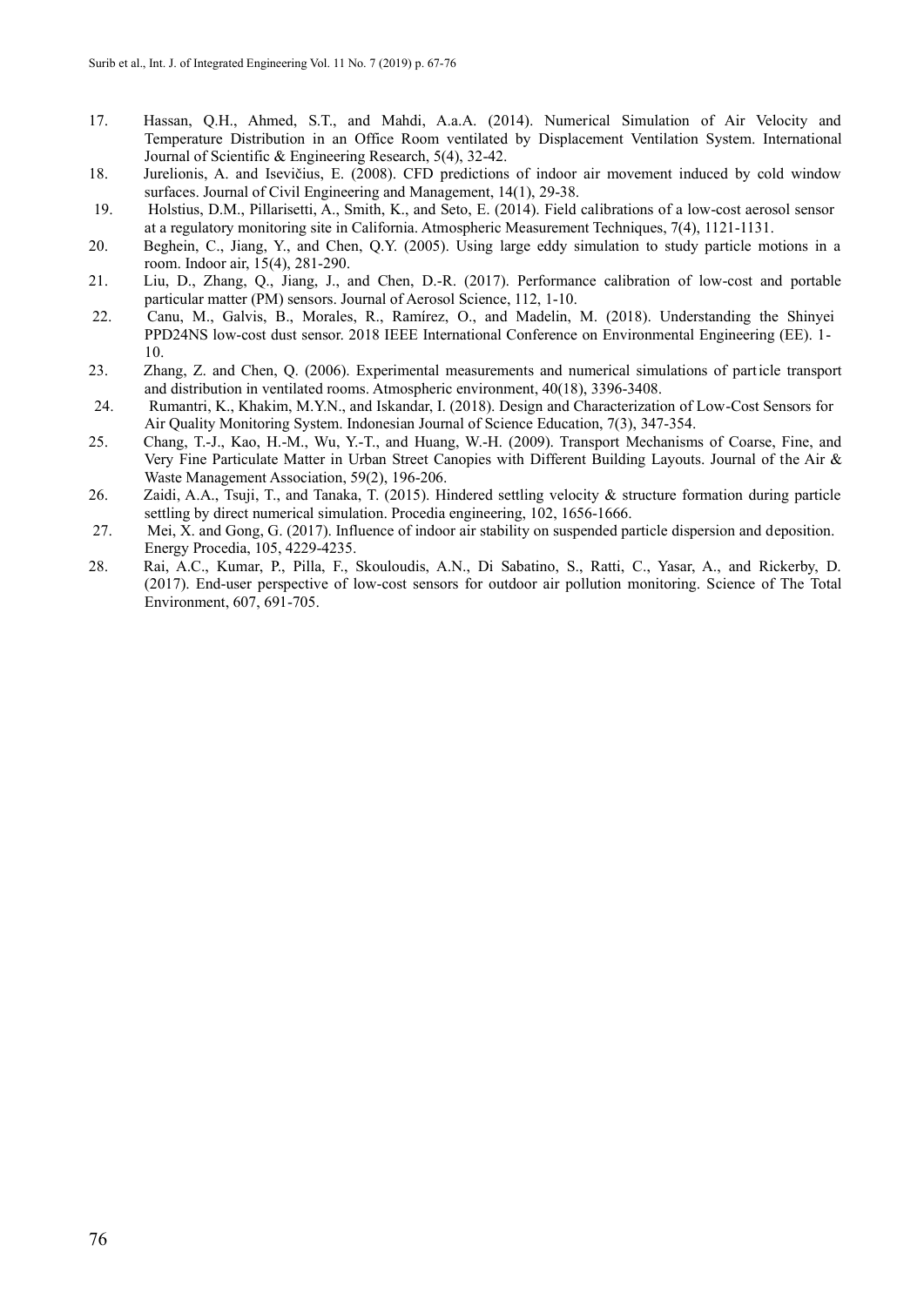17. Hassan, Q.H., Ahmed, S.T., and Mahdi, A.a.A. (2014). Numerical Simulation of Air Velocity and Temperature Distribution in an Office Room ventilated by Displacement Ventilation System. International Journal of Scientific & Engineering Research, 5(4), 32-42.
18. Jurelionis, A. and Isevičius, E. (2008). CFD predictions of indoor air movement induced by cold window surfaces. Journal of Civil Engineering and Management, 14(1), 29-38.
19. Holstius, D.M., Pillarisetti, A., Smith, K., and Seto, E. (2014). Field calibrations of a low-cost aerosol sensor at a regulatory monitoring site in California. Atmospheric Measurement Techniques, 7(4), 1121-1131.
20. Beghein, C., Jiang, Y., and Chen, Q.Y. (2005). Using large eddy simulation to study particle motions in a room. Indoor air, 15(4), 281-290.
21. Liu, D., Zhang, Q., Jiang, J., and Chen, D.-R. (2017). Performance calibration of low-cost and portable particular matter (PM) sensors. Journal of Aerosol Science, 112, 1-10.
22. Canu, M., Galvis, B., Morales, R., Ramírez, O., and Madelin, M. (2018). Understanding the Shinyei PPD24NS low-cost dust sensor. 2018 IEEE International Conference on Environmental Engineering (EE). 1-10.
23. Zhang, Z. and Chen, Q. (2006). Experimental measurements and numerical simulations of particle transport and distribution in ventilated rooms. Atmospheric environment, 40(18), 3396-3408.
24. Rumantri, K., Khakim, M.Y.N., and Iskandar, I. (2018). Design and Characterization of Low-Cost Sensors for Air Quality Monitoring System. Indonesian Journal of Science Education, 7(3), 347-354.
25. Chang, T.-J., Kao, H.-M., Wu, Y.-T., and Huang, W.-H. (2009). Transport Mechanisms of Coarse, Fine, and Very Fine Particulate Matter in Urban Street Canopies with Different Building Layouts. Journal of the Air & Waste Management Association, 59(2), 196-206.
26. Zaidi, A.A., Tsuji, T., and Tanaka, T. (2015). Hindered settling velocity & structure formation during particle settling by direct numerical simulation. Procedia engineering, 102, 1656-1666.
27. Mei, X. and Gong, G. (2017). Influence of indoor air stability on suspended particle dispersion and deposition. Energy Procedia, 105, 4229-4235.
28. Rai, A.C., Kumar, P., Pilla, F., Skouloudis, A.N., Di Sabatino, S., Ratti, C., Yasar, A., and Rickerby, D. (2017). End-user perspective of low-cost sensors for outdoor air pollution monitoring. Science of The Total Environment, 607, 691-705.